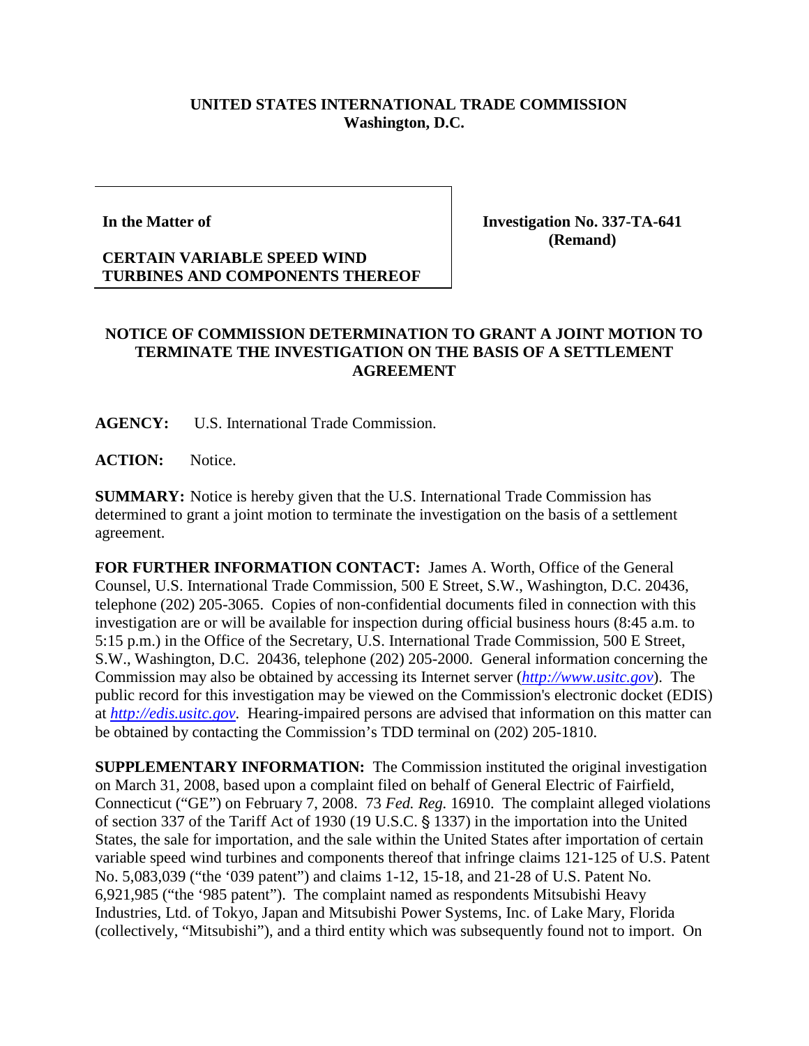**UNITED STATES INTERNATIONAL TRADE COMMISSION**
**Washington, D.C.**

| **In the Matter of** **CERTAIN VARIABLE SPEED WIND TURBINES AND COMPONENTS THEREOF** | **Investigation No. 337-TA-641 (Remand)** |
|---|---|

**NOTICE OF COMMISSION DETERMINATION TO GRANT A JOINT MOTION TO TERMINATE THE INVESTIGATION ON THE BASIS OF A SETTLEMENT AGREEMENT**

**AGENCY:** U.S. International Trade Commission.

**ACTION:** Notice.

**SUMMARY:** Notice is hereby given that the U.S. International Trade Commission has determined to grant a joint motion to terminate the investigation on the basis of a settlement agreement.

**FOR FURTHER INFORMATION CONTACT:** James A. Worth, Office of the General Counsel, U.S. International Trade Commission, 500 E Street, S.W., Washington, D.C. 20436, telephone (202) 205-3065. Copies of non-confidential documents filed in connection with this investigation are or will be available for inspection during official business hours (8:45 a.m. to 5:15 p.m.) in the Office of the Secretary, U.S. International Trade Commission, 500 E Street, S.W., Washington, D.C. 20436, telephone (202) 205-2000. General information concerning the Commission may also be obtained by accessing its Internet server (*http://www.usitc.gov*). The public record for this investigation may be viewed on the Commission's electronic docket (EDIS) at *http://edis.usitc.gov*. Hearing-impaired persons are advised that information on this matter can be obtained by contacting the Commission's TDD terminal on (202) 205-1810.

**SUPPLEMENTARY INFORMATION:** The Commission instituted the original investigation on March 31, 2008, based upon a complaint filed on behalf of General Electric of Fairfield, Connecticut ("GE") on February 7, 2008. 73 *Fed. Reg.* 16910. The complaint alleged violations of section 337 of the Tariff Act of 1930 (19 U.S.C. § 1337) in the importation into the United States, the sale for importation, and the sale within the United States after importation of certain variable speed wind turbines and components thereof that infringe claims 121-125 of U.S. Patent No. 5,083,039 ("the '039 patent") and claims 1-12, 15-18, and 21-28 of U.S. Patent No. 6,921,985 ("the '985 patent"). The complaint named as respondents Mitsubishi Heavy Industries, Ltd. of Tokyo, Japan and Mitsubishi Power Systems, Inc. of Lake Mary, Florida (collectively, "Mitsubishi"), and a third entity which was subsequently found not to import. On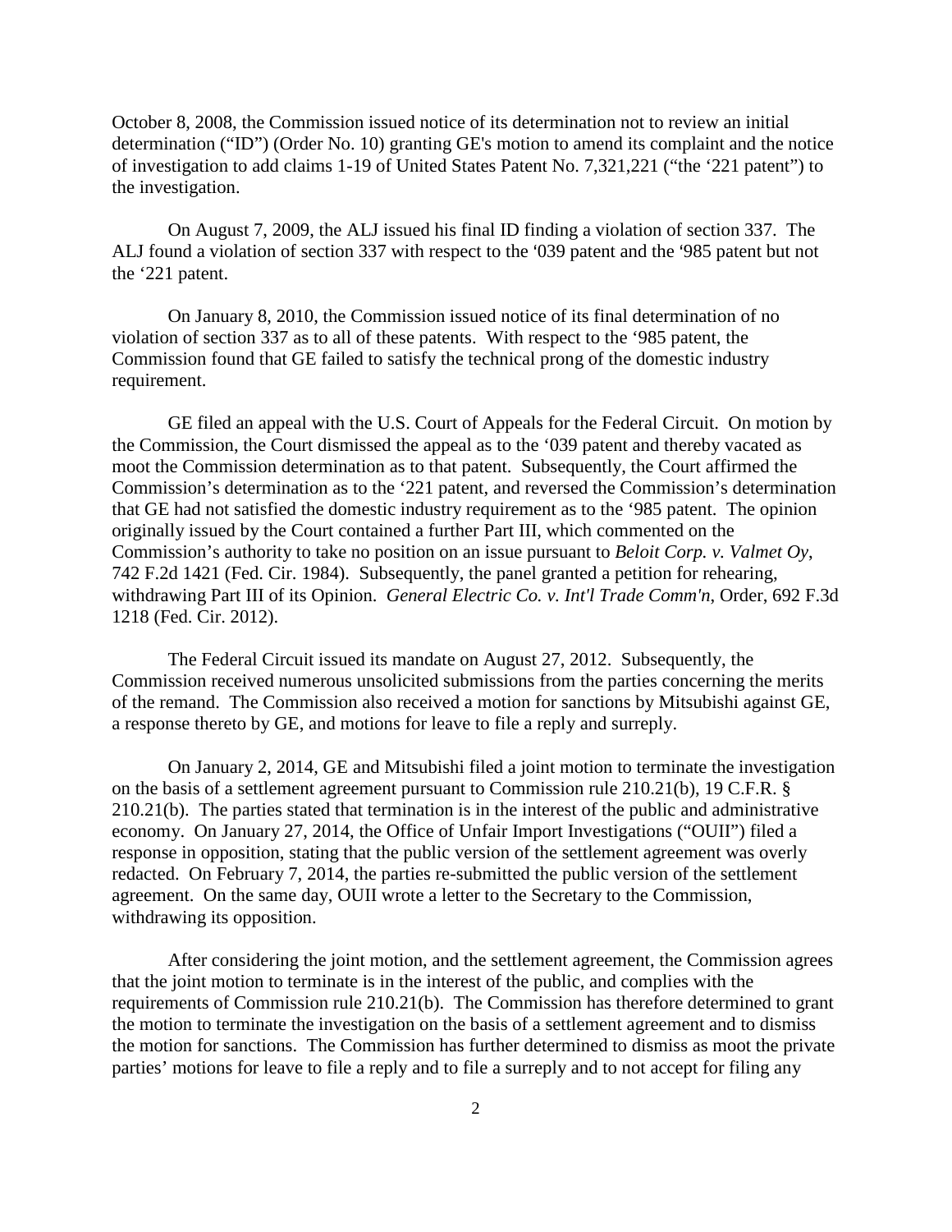October 8, 2008, the Commission issued notice of its determination not to review an initial determination ("ID") (Order No. 10) granting GE's motion to amend its complaint and the notice of investigation to add claims 1-19 of United States Patent No. 7,321,221 ("the '221 patent") to the investigation.

On August 7, 2009, the ALJ issued his final ID finding a violation of section 337. The ALJ found a violation of section 337 with respect to the '039 patent and the '985 patent but not the '221 patent.

On January 8, 2010, the Commission issued notice of its final determination of no violation of section 337 as to all of these patents. With respect to the '985 patent, the Commission found that GE failed to satisfy the technical prong of the domestic industry requirement.

GE filed an appeal with the U.S. Court of Appeals for the Federal Circuit. On motion by the Commission, the Court dismissed the appeal as to the '039 patent and thereby vacated as moot the Commission determination as to that patent. Subsequently, the Court affirmed the Commission's determination as to the '221 patent, and reversed the Commission's determination that GE had not satisfied the domestic industry requirement as to the '985 patent. The opinion originally issued by the Court contained a further Part III, which commented on the Commission's authority to take no position on an issue pursuant to *Beloit Corp. v. Valmet Oy*, 742 F.2d 1421 (Fed. Cir. 1984). Subsequently, the panel granted a petition for rehearing, withdrawing Part III of its Opinion. *General Electric Co. v. Int'l Trade Comm'n*, Order, 692 F.3d 1218 (Fed. Cir. 2012).

The Federal Circuit issued its mandate on August 27, 2012. Subsequently, the Commission received numerous unsolicited submissions from the parties concerning the merits of the remand. The Commission also received a motion for sanctions by Mitsubishi against GE, a response thereto by GE, and motions for leave to file a reply and surreply.

On January 2, 2014, GE and Mitsubishi filed a joint motion to terminate the investigation on the basis of a settlement agreement pursuant to Commission rule 210.21(b), 19 C.F.R. § 210.21(b). The parties stated that termination is in the interest of the public and administrative economy. On January 27, 2014, the Office of Unfair Import Investigations ("OUII") filed a response in opposition, stating that the public version of the settlement agreement was overly redacted. On February 7, 2014, the parties re-submitted the public version of the settlement agreement. On the same day, OUII wrote a letter to the Secretary to the Commission, withdrawing its opposition.

After considering the joint motion, and the settlement agreement, the Commission agrees that the joint motion to terminate is in the interest of the public, and complies with the requirements of Commission rule 210.21(b). The Commission has therefore determined to grant the motion to terminate the investigation on the basis of a settlement agreement and to dismiss the motion for sanctions. The Commission has further determined to dismiss as moot the private parties' motions for leave to file a reply and to file a surreply and to not accept for filing any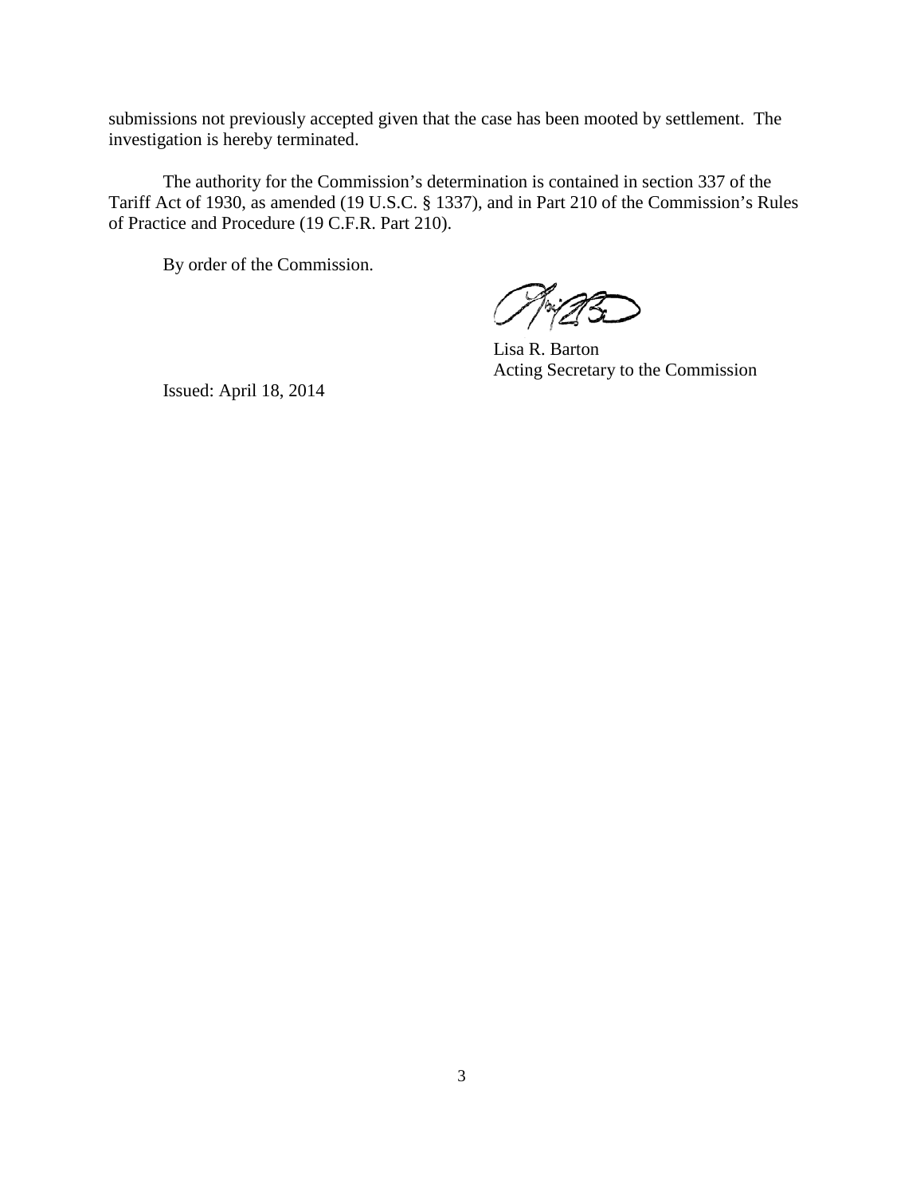submissions not previously accepted given that the case has been mooted by settlement. The investigation is hereby terminated.

The authority for the Commission's determination is contained in section 337 of the Tariff Act of 1930, as amended (19 U.S.C. § 1337), and in Part 210 of the Commission's Rules of Practice and Procedure (19 C.F.R. Part 210).

By order of the Commission.

Lisa R. Barton
Acting Secretary to the Commission

Issued: April 18, 2014